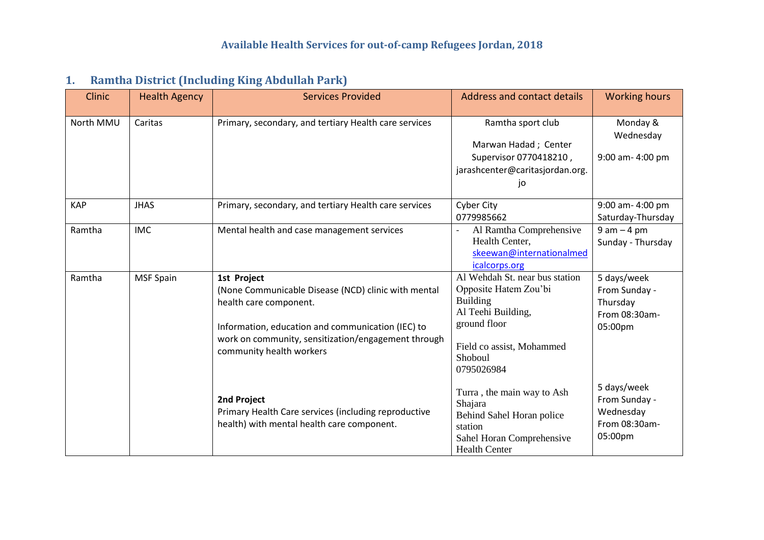# Available Health Services for out-of-camp Refugees Jordan, 2018

## 1. Ramtha District (Including King Abdullah Park)

| Clinic | Health Agency | Services Provided | Address and contact details | Working hours |
|---|---|---|---|---|
| North MMU | Caritas | Primary, secondary, and tertiary Health care services | Ramtha sport club<br><br>Marwan Hadad ; Center Supervisor 0770418210 , jarashcenter@caritasjordan.org.jo | Monday & Wednesday<br><br>9:00 am- 4:00 pm |
| KAP | JHAS | Primary, secondary, and tertiary Health care services | Cyber City<br>0779985662 | 9:00 am- 4:00 pm<br>Saturday-Thursday |
| Ramtha | IMC | Mental health and case management services | - Al Ramtha Comprehensive Health Center, skeewan@internationalmedicalcorps.org | 9 am – 4 pm<br>Sunday - Thursday |
| Ramtha | MSF Spain | **1st Project**<br>(None Communicable Disease (NCD) clinic with mental health care component.<br><br>Information, education and communication (IEC) to work on community, sensitization/engagement through community health workers<br><br>**2nd Project**<br>Primary Health Care services (including reproductive health) with mental health care component. | Al Wehdah St. near bus station Opposite Hatem Zou'bi Building<br>Al Teehi Building, ground floor<br><br>Field co assist, Mohammed Shoboul<br>0795026984<br><br>Turra , the main way to Ash Shajara<br>Behind Sahel Horan police station<br>Sahel Horan Comprehensive Health Center | 5 days/week<br>From Sunday - Thursday<br>From 08:30am-05:00pm<br><br>5 days/week<br>From Sunday - Wednesday<br>From 08:30am-05:00pm |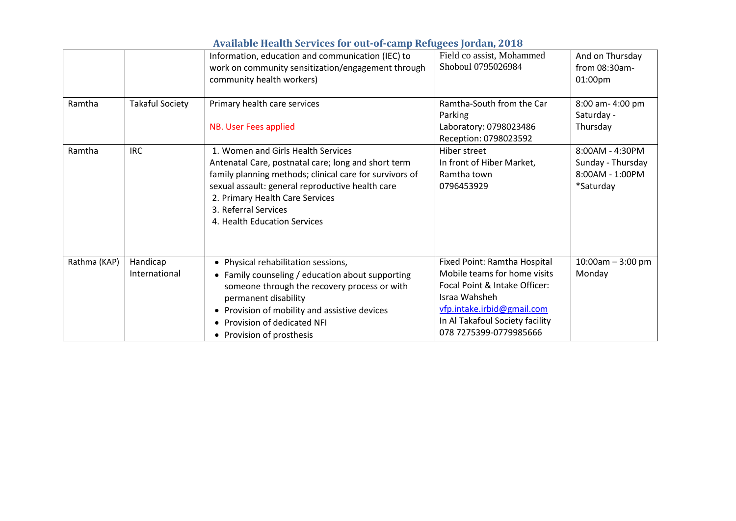## Available Health Services for out-of-camp Refugees Jordan, 2018

| | | | | |
|---|---|---|---|---|
| | | Information, education and communication (IEC) to work on community sensitization/engagement through community health workers) | Field co assist, Mohammed Shoboul 0795026984 | And on Thursday from 08:30am-01:00pm |
| Ramtha | Takaful Society | Primary health care services<br><br>NB. User Fees applied | Ramtha-South from the Car Parking<br>Laboratory: 0798023486<br>Reception: 0798023592 | 8:00 am- 4:00 pm Saturday - Thursday |
| Ramtha | IRC | 1. Women and Girls Health Services<br>Antenatal Care, postnatal care; long and short term family planning methods; clinical care for survivors of sexual assault: general reproductive health care<br>2. Primary Health Care Services<br>3. Referral Services<br>4. Health Education Services | Hiber street<br>In front of Hiber Market, Ramtha town<br>0796453929 | 8:00AM - 4:30PM Sunday - Thursday<br>8:00AM - 1:00PM *Saturday |
| Rathma (KAP) | Handicap International | • Physical rehabilitation sessions,<br>• Family counseling / education about supporting someone through the recovery process or with permanent disability<br>• Provision of mobility and assistive devices<br>• Provision of dedicated NFI<br>• Provision of prosthesis | Fixed Point: Ramtha Hospital<br>Mobile teams for home visits<br>Focal Point & Intake Officer: Israa Wahsheh<br>vfp.intake.irbid@gmail.com<br>In Al Takafoul Society facility<br>078 7275399-0779985666 | 10:00am – 3:00 pm Monday |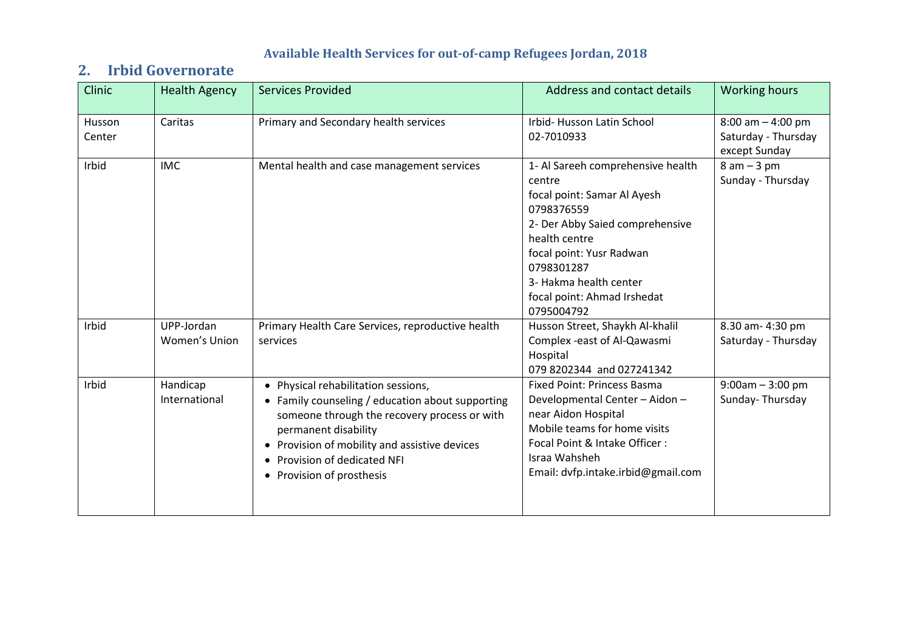**Available Health Services for out-of-camp Refugees Jordan, 2018**

## 2. Irbid Governorate

| Clinic | Health Agency | Services Provided | Address and contact details | Working hours |
|---|---|---|---|---|
| Husson Center | Caritas | Primary and Secondary health services | Irbid- Husson Latin School<br>02-7010933 | 8:00 am – 4:00 pm<br>Saturday - Thursday except Sunday |
| Irbid | IMC | Mental health and case management services | 1- Al Sareeh comprehensive health centre<br>focal point: Samar Al Ayesh<br>0798376559<br>2- Der Abby Saied comprehensive health centre<br>focal point: Yusr Radwan<br>0798301287<br>3- Hakma health center<br>focal point: Ahmad Irshedat<br>0795004792 | 8 am – 3 pm<br>Sunday - Thursday |
| Irbid | UPP-Jordan Women's Union | Primary Health Care Services, reproductive health services | Husson Street, Shaykh Al-khalil Complex -east of Al-Qawasmi Hospital<br>079 8202344 and 027241342 | 8.30 am- 4:30 pm<br>Saturday - Thursday |
| Irbid | Handicap International | • Physical rehabilitation sessions,<br>• Family counseling / education about supporting someone through the recovery process or with permanent disability<br>• Provision of mobility and assistive devices<br>• Provision of dedicated NFI<br>• Provision of prosthesis | Fixed Point: Princess Basma Developmental Center – Aidon – near Aidon Hospital<br>Mobile teams for home visits<br>Focal Point & Intake Officer :<br>Israa Wahsheh<br>Email: dvfp.intake.irbid@gmail.com | 9:00am – 3:00 pm<br>Sunday- Thursday |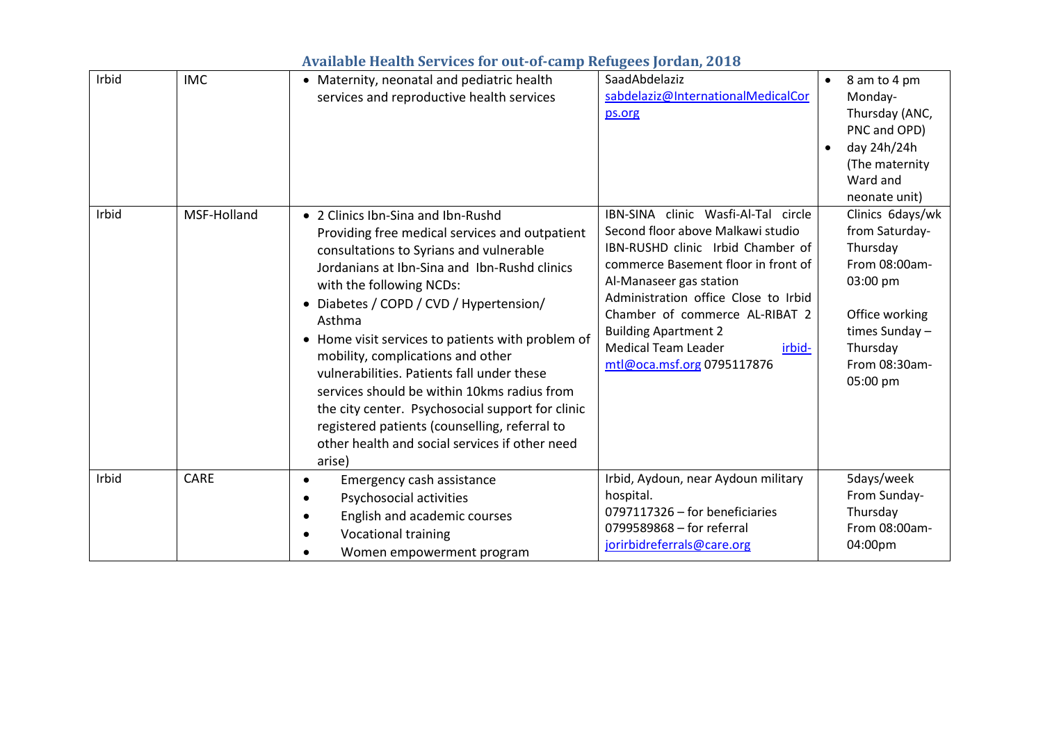# Available Health Services for out-of-camp Refugees Jordan, 2018

| | | | | |
|---|---|---|---|---|
| Irbid | IMC | • Maternity, neonatal and pediatric health services and reproductive health services | SaadAbdelaziz<br>sabdelaziz@InternationalMedicalCorps.org | • 8 am to 4 pm Monday-Thursday (ANC, PNC and OPD)<br>• day 24h/24h (The maternity Ward and neonate unit) |
| Irbid | MSF-Holland | • 2 Clinics Ibn-Sina and Ibn-Rushd<br>Providing free medical services and outpatient consultations to Syrians and vulnerable Jordanians at Ibn-Sina and Ibn-Rushd clinics with the following NCDs:<br>• Diabetes / COPD / CVD / Hypertension/ Asthma<br>• Home visit services to patients with problem of mobility, complications and other vulnerabilities. Patients fall under these services should be within 10kms radius from the city center. Psychosocial support for clinic registered patients (counselling, referral to other health and social services if other need arise) | IBN-SINA clinic Wasfi-Al-Tal circle Second floor above Malkawi studio<br>IBN-RUSHD clinic Irbid Chamber of commerce Basement floor in front of Al-Manaseer gas station<br>Administration office Close to Irbid Chamber of commerce AL-RIBAT 2 Building Apartment 2<br>Medical Team Leader irbid-mtl@oca.msf.org 0795117876 | Clinics 6days/wk from Saturday-Thursday<br>From 08:00am-03:00 pm<br><br>Office working times Sunday – Thursday<br>From 08:30am-05:00 pm |
| Irbid | CARE | • Emergency cash assistance<br>• Psychosocial activities<br>• English and academic courses<br>• Vocational training<br>• Women empowerment program | Irbid, Aydoun, near Aydoun military hospital.<br>0797117326 – for beneficiaries<br>0799589868 – for referral<br>jorirbidreferrals@care.org | 5days/week<br>From Sunday-Thursday<br>From 08:00am-04:00pm |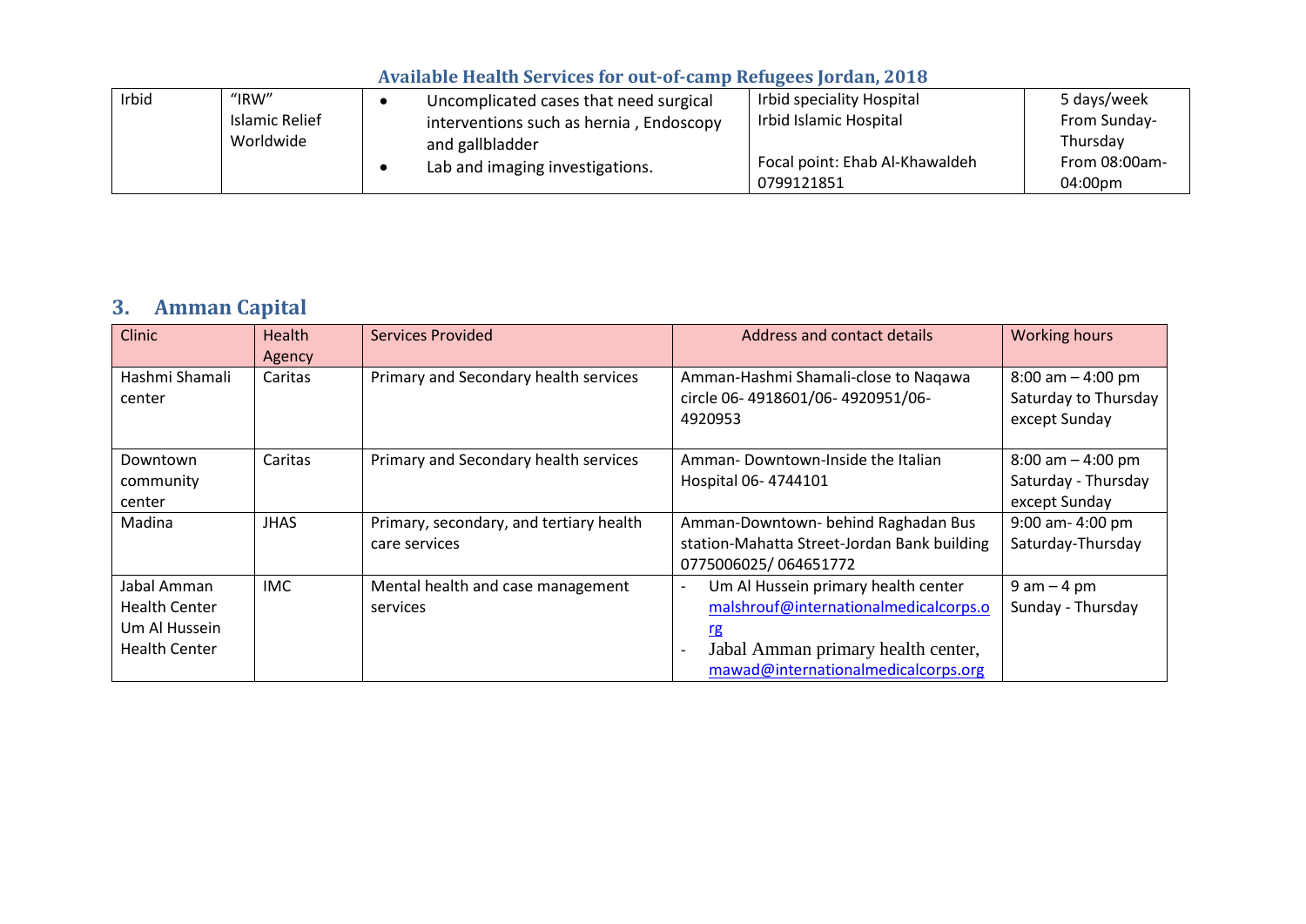Available Health Services for out-of-camp Refugees Jordan, 2018

| | | | | |
|---|---|---|---|---|
| Irbid | "IRW" Islamic Relief Worldwide | • Uncomplicated cases that need surgical interventions such as hernia , Endoscopy and gallbladder<br>• Lab and imaging investigations. | Irbid speciality Hospital<br>Irbid Islamic Hospital<br><br>Focal point: Ehab Al-Khawaldeh 0799121851 | 5 days/week From Sunday-Thursday From 08:00am-04:00pm |

## 3. Amman Capital

| Clinic | Health Agency | Services Provided | Address and contact details | Working hours |
|---|---|---|---|---|
| Hashmi Shamali center | Caritas | Primary and Secondary health services | Amman-Hashmi Shamali-close to Naqawa circle 06- 4918601/06- 4920951/06-4920953 | 8:00 am – 4:00 pm Saturday to Thursday except Sunday |
| Downtown community center | Caritas | Primary and Secondary health services | Amman- Downtown-Inside the Italian Hospital 06- 4744101 | 8:00 am – 4:00 pm Saturday - Thursday except Sunday |
| Madina | JHAS | Primary, secondary, and tertiary health care services | Amman-Downtown- behind Raghadan Bus station-Mahatta Street-Jordan Bank building 0775006025/ 064651772 | 9:00 am- 4:00 pm Saturday-Thursday |
| Jabal Amman Health Center Um Al Hussein Health Center | IMC | Mental health and case management services | - Um Al Hussein primary health center malshrouf@internationalmedicalcorps.org<br>- Jabal Amman primary health center, mawad@internationalmedicalcorps.org | 9 am – 4 pm Sunday - Thursday |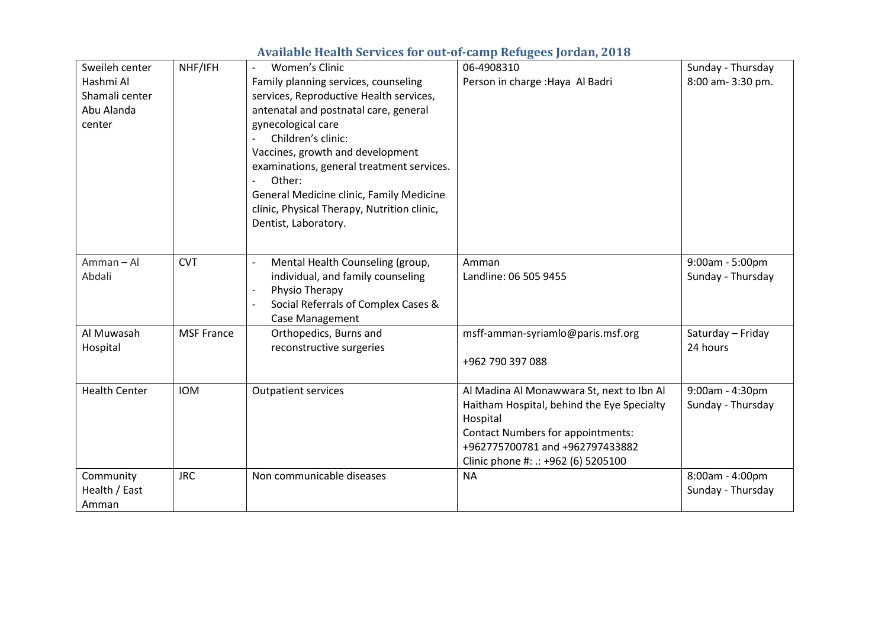## Available Health Services for out-of-camp Refugees Jordan, 2018

| | | | | |
|---|---|---|---|---|
| Sweileh center<br>Hashmi Al Shamali center<br>Abu Alanda center | NHF/IFH | - Women's Clinic<br>Family planning services, counseling services, Reproductive Health services, antenatal and postnatal care, general gynecological care<br>- Children's clinic:<br>Vaccines, growth and development examinations, general treatment services.<br>- Other:<br>General Medicine clinic, Family Medicine clinic, Physical Therapy, Nutrition clinic, Dentist, Laboratory. | 06-4908310<br>Person in charge :Haya Al Badri | Sunday - Thursday<br>8:00 am- 3:30 pm. |
| Amman – Al Abdali | CVT | - Mental Health Counseling (group, individual, and family counseling<br>- Physio Therapy<br>- Social Referrals of Complex Cases & Case Management | Amman<br>Landline: 06 505 9455 | 9:00am - 5:00pm<br>Sunday - Thursday |
| Al Muwasah Hospital | MSF France | Orthopedics, Burns and reconstructive surgeries | msff-amman-syriamlo@paris.msf.org<br><br>+962 790 397 088 | Saturday – Friday<br>24 hours |
| Health Center | IOM | Outpatient services | Al Madina Al Monawwara St, next to Ibn Al Haitham Hospital, behind the Eye Specialty Hospital<br>Contact Numbers for appointments: +962775700781 and +962797433882<br>Clinic phone #: .: +962 (6) 5205100 | 9:00am - 4:30pm<br>Sunday - Thursday |
| Community Health / East Amman | JRC | Non communicable diseases | NA | 8:00am - 4:00pm<br>Sunday - Thursday |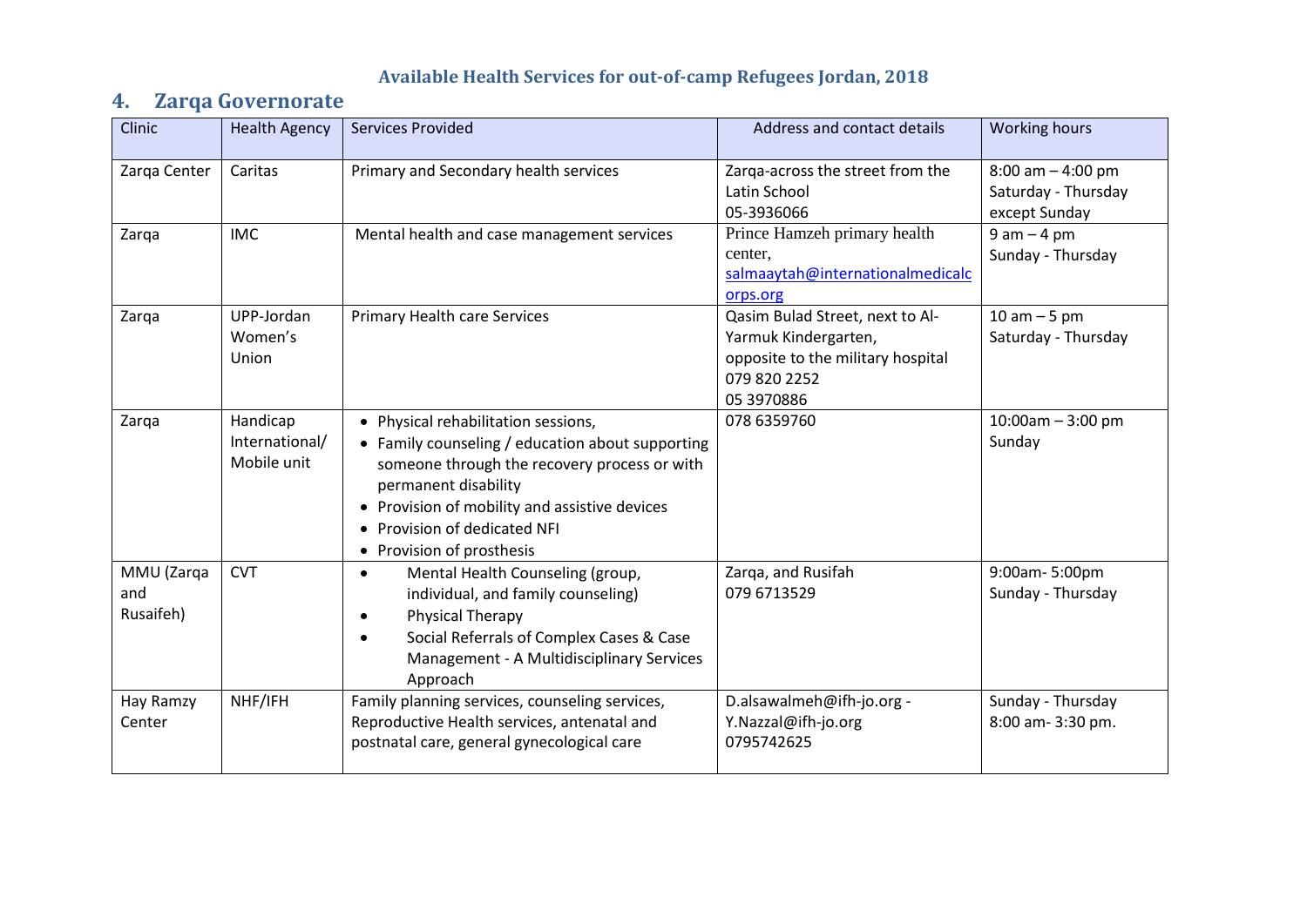**Available Health Services for out-of-camp Refugees Jordan, 2018**

## 4. Zarqa Governorate

| Clinic | Health Agency | Services Provided | Address and contact details | Working hours |
|---|---|---|---|---|
| Zarqa Center | Caritas | Primary and Secondary health services | Zarqa-across the street from the Latin School<br>05-3936066 | 8:00 am – 4:00 pm<br>Saturday - Thursday except Sunday |
| Zarqa | IMC | Mental health and case management services | Prince Hamzeh primary health center,<br>salmaaytah@internationalmedicalcorps.org | 9 am – 4 pm<br>Sunday - Thursday |
| Zarqa | UPP-Jordan Women's Union | Primary Health care Services | Qasim Bulad Street, next to Al-Yarmuk Kindergarten,<br>opposite to the military hospital<br>079 820 2252<br>05 3970886 | 10 am – 5 pm<br>Saturday - Thursday |
| Zarqa | Handicap International/ Mobile unit | • Physical rehabilitation sessions,<br>• Family counseling / education about supporting someone through the recovery process or with permanent disability<br>• Provision of mobility and assistive devices<br>• Provision of dedicated NFI<br>• Provision of prosthesis | 078 6359760 | 10:00am – 3:00 pm<br>Sunday |
| MMU (Zarqa and Rusaifeh) | CVT | • Mental Health Counseling (group, individual, and family counseling)<br>• Physical Therapy<br>• Social Referrals of Complex Cases & Case Management - A Multidisciplinary Services Approach | Zarqa, and Rusifah<br>079 6713529 | 9:00am- 5:00pm<br>Sunday - Thursday |
| Hay Ramzy Center | NHF/IFH | Family planning services, counseling services, Reproductive Health services, antenatal and postnatal care, general gynecological care | D.alsawalmeh@ifh-jo.org -<br>Y.Nazzal@ifh-jo.org<br>0795742625 | Sunday - Thursday<br>8:00 am- 3:30 pm. |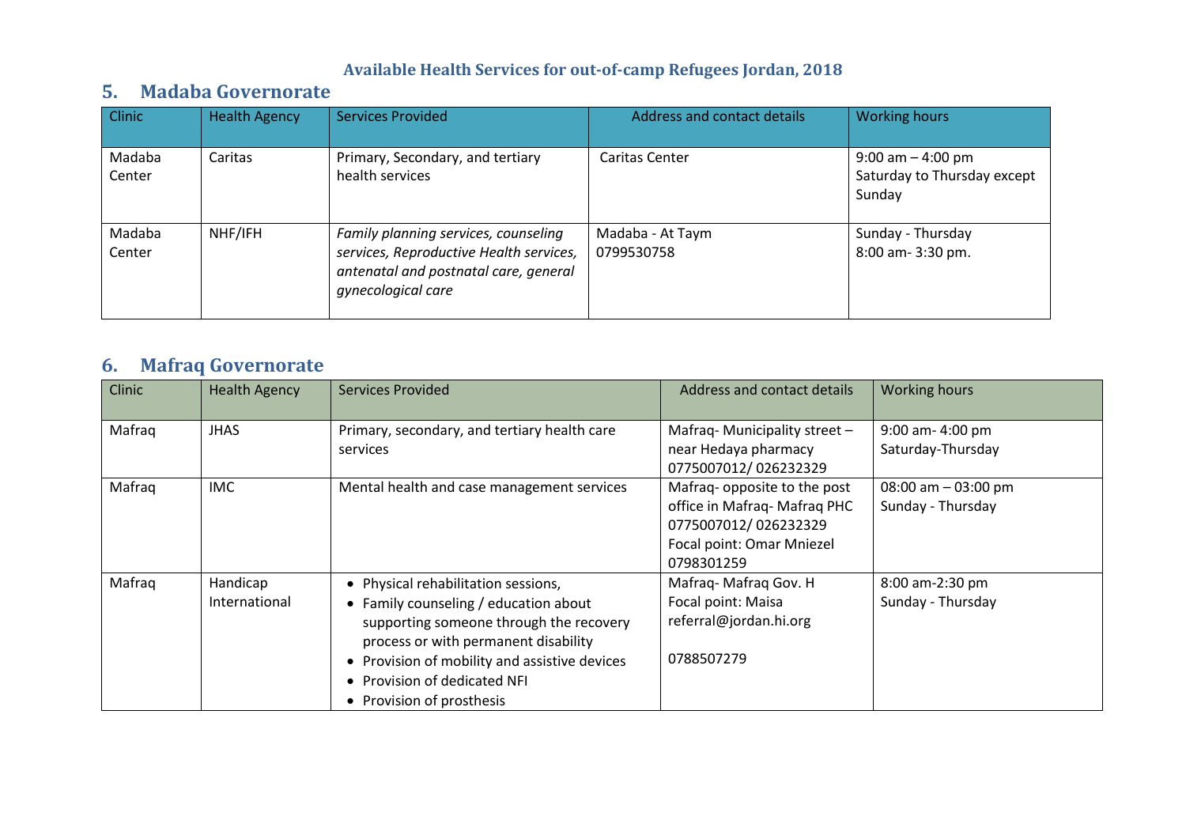**Available Health Services for out-of-camp Refugees Jordan, 2018**

## 5. Madaba Governorate

| Clinic | Health Agency | Services Provided | Address and contact details | Working hours |
|---|---|---|---|---|
| Madaba Center | Caritas | Primary, Secondary, and tertiary health services | Caritas Center | 9:00 am – 4:00 pm<br>Saturday to Thursday except Sunday |
| Madaba Center | NHF/IFH | *Family planning services, counseling services, Reproductive Health services, antenatal and postnatal care, general gynecological care* | Madaba - At Taym<br>0799530758 | Sunday - Thursday<br>8:00 am- 3:30 pm. |

## 6. Mafraq Governorate

| Clinic | Health Agency | Services Provided | Address and contact details | Working hours |
|---|---|---|---|---|
| Mafraq | JHAS | Primary, secondary, and tertiary health care services | Mafraq- Municipality street – near Hedaya pharmacy<br>0775007012/ 026232329 | 9:00 am- 4:00 pm<br>Saturday-Thursday |
| Mafraq | IMC | Mental health and case management services | Mafraq- opposite to the post office in Mafraq- Mafraq PHC<br>0775007012/ 026232329<br>Focal point: Omar Mniezel<br>0798301259 | 08:00 am – 03:00 pm<br>Sunday - Thursday |
| Mafraq | Handicap International | • Physical rehabilitation sessions,<br>• Family counseling / education about supporting someone through the recovery process or with permanent disability<br>• Provision of mobility and assistive devices<br>• Provision of dedicated NFI<br>• Provision of prosthesis | Mafraq- Mafraq Gov. H<br>Focal point: Maisa<br>referral@jordan.hi.org<br><br>0788507279 | 8:00 am-2:30 pm<br>Sunday - Thursday |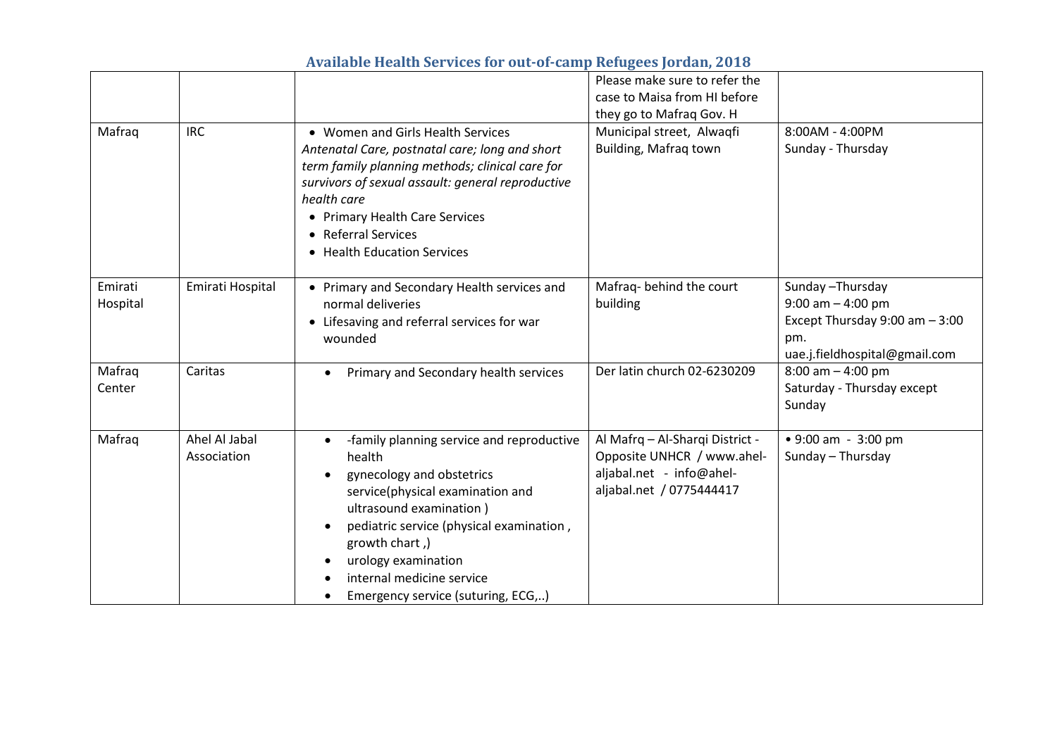## Available Health Services for out-of-camp Refugees Jordan, 2018

| | | | | |
|---|---|---|---|---|
| | | | Please make sure to refer the case to Maisa from HI before they go to Mafraq Gov. H | |
| Mafraq | IRC | • Women and Girls Health Services<br>*Antenatal Care, postnatal care; long and short term family planning methods; clinical care for survivors of sexual assault: general reproductive health care*<br>• Primary Health Care Services<br>• Referral Services<br>• Health Education Services | Municipal street, Alwaqfi Building, Mafraq town | 8:00AM - 4:00PM<br>Sunday - Thursday |
| Emirati Hospital | Emirati Hospital | • Primary and Secondary Health services and normal deliveries<br>• Lifesaving and referral services for war wounded | Mafraq- behind the court building | Sunday –Thursday<br>9:00 am – 4:00 pm<br>Except Thursday 9:00 am – 3:00 pm.<br>uae.j.fieldhospital@gmail.com |
| Mafraq Center | Caritas | • Primary and Secondary health services | Der latin church 02-6230209 | 8:00 am – 4:00 pm<br>Saturday - Thursday except Sunday |
| Mafraq | Ahel Al Jabal Association | • -family planning service and reproductive health<br>• gynecology and obstetrics service(physical examination and ultrasound examination )<br>• pediatric service (physical examination , growth chart ,)<br>• urology examination<br>• internal medicine service<br>• Emergency service (suturing, ECG,..) | Al Mafrq – Al-Sharqi District - Opposite UNHCR / www.ahel-aljabal.net - info@ahel-aljabal.net / 0775444417 | • 9:00 am - 3:00 pm<br>Sunday – Thursday |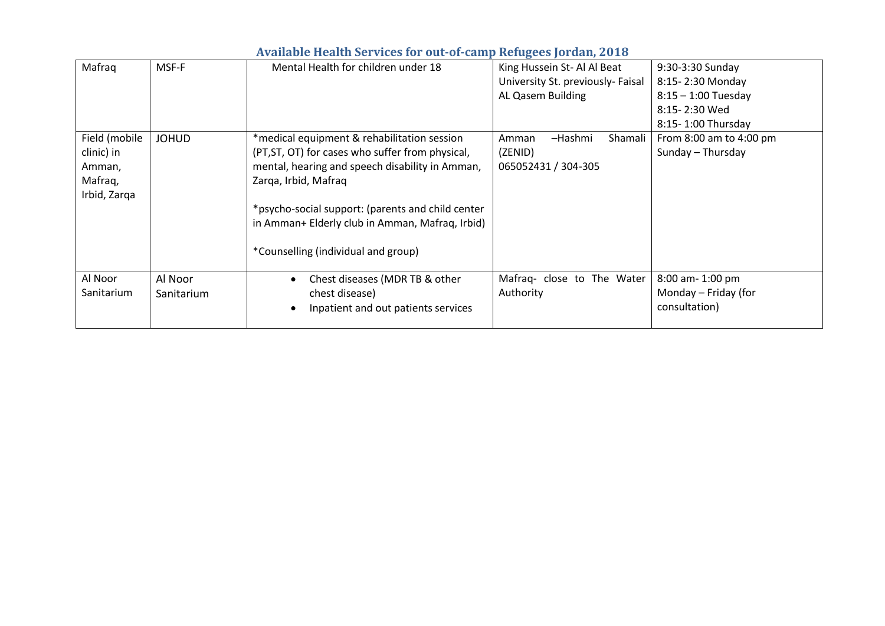## Available Health Services for out-of-camp Refugees Jordan, 2018

| | | | | |
|---|---|---|---|---|
| Mafraq | MSF-F | Mental Health for children under 18 | King Hussein St- Al Al Beat University St. previously- Faisal AL Qasem Building | 9:30-3:30 Sunday<br>8:15- 2:30 Monday<br>8:15 – 1:00 Tuesday<br>8:15- 2:30 Wed<br>8:15- 1:00 Thursday |
| Field (mobile clinic) in Amman, Mafraq, Irbid, Zarqa | JOHUD | *medical equipment & rehabilitation session (PT,ST, OT) for cases who suffer from physical, mental, hearing and speech disability in Amman, Zarqa, Irbid, Mafraq<br><br>*psycho-social support: (parents and child center in Amman+ Elderly club in Amman, Mafraq, Irbid)<br><br>*Counselling (individual and group) | Amman –Hashmi Shamali (ZENID)<br>065052431 / 304-305 | From 8:00 am to 4:00 pm<br>Sunday – Thursday |
| Al Noor Sanitarium | Al Noor Sanitarium | • Chest diseases (MDR TB & other chest disease)<br>• Inpatient and out patients services | Mafraq- close to The Water Authority | 8:00 am- 1:00 pm<br>Monday – Friday (for consultation) |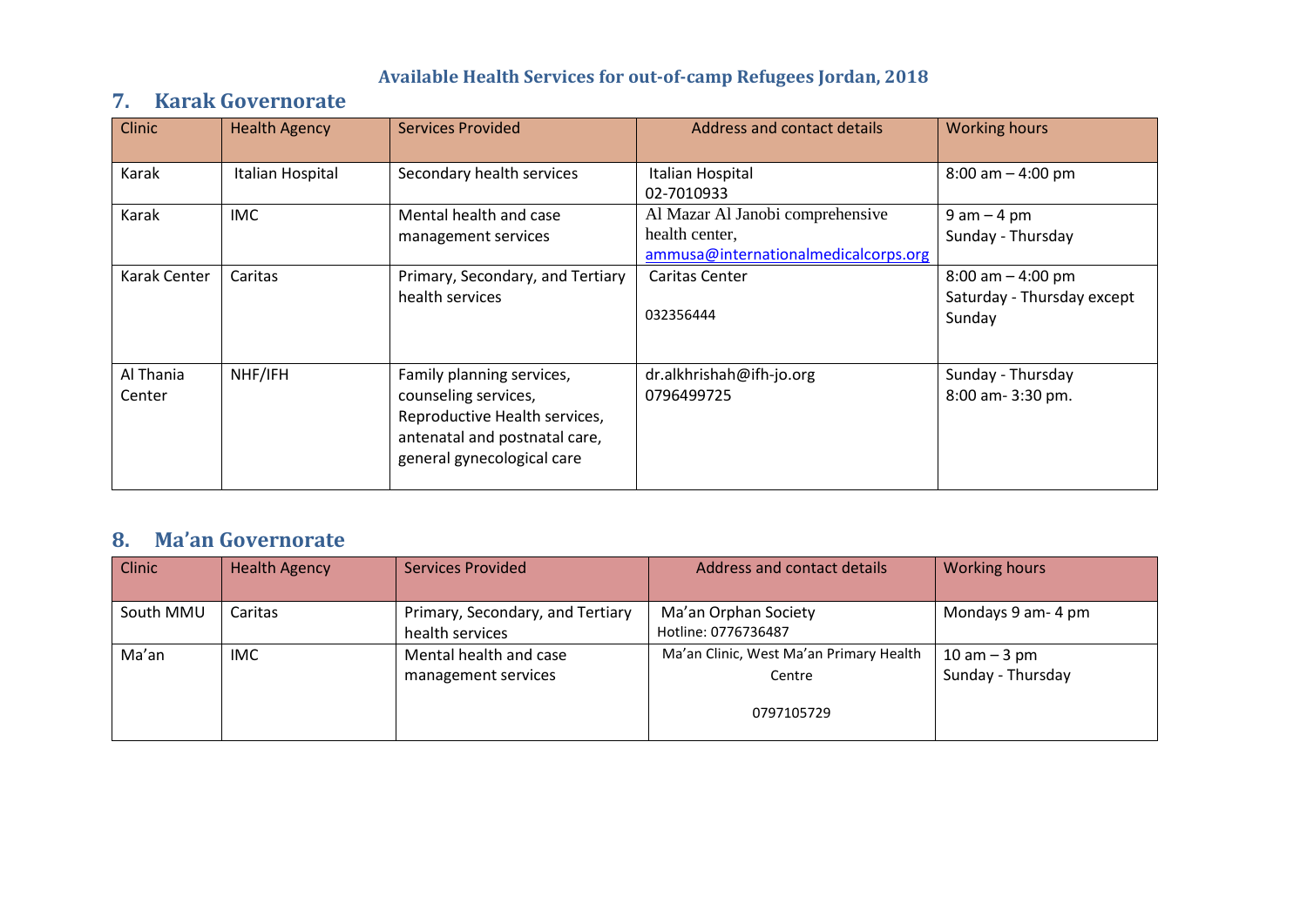**Available Health Services for out-of-camp Refugees Jordan, 2018**

## 7. Karak Governorate

| Clinic | Health Agency | Services Provided | Address and contact details | Working hours |
|---|---|---|---|---|
| Karak | Italian Hospital | Secondary health services | Italian Hospital 02-7010933 | 8:00 am – 4:00 pm |
| Karak | IMC | Mental health and case management services | Al Mazar Al Janobi comprehensive health center, ammusa@internationalmedicalcorps.org | 9 am – 4 pm Sunday - Thursday |
| Karak Center | Caritas | Primary, Secondary, and Tertiary health services | Caritas Center 032356444 | 8:00 am – 4:00 pm Saturday - Thursday except Sunday |
| Al Thania Center | NHF/IFH | Family planning services, counseling services, Reproductive Health services, antenatal and postnatal care, general gynecological care | dr.alkhrishah@ifh-jo.org 0796499725 | Sunday - Thursday 8:00 am- 3:30 pm. |

## 8. Ma'an Governorate

| Clinic | Health Agency | Services Provided | Address and contact details | Working hours |
|---|---|---|---|---|
| South MMU | Caritas | Primary, Secondary, and Tertiary health services | Ma'an Orphan Society Hotline: 0776736487 | Mondays 9 am- 4 pm |
| Ma'an | IMC | Mental health and case management services | Ma'an Clinic, West Ma'an Primary Health Centre 0797105729 | 10 am – 3 pm Sunday - Thursday |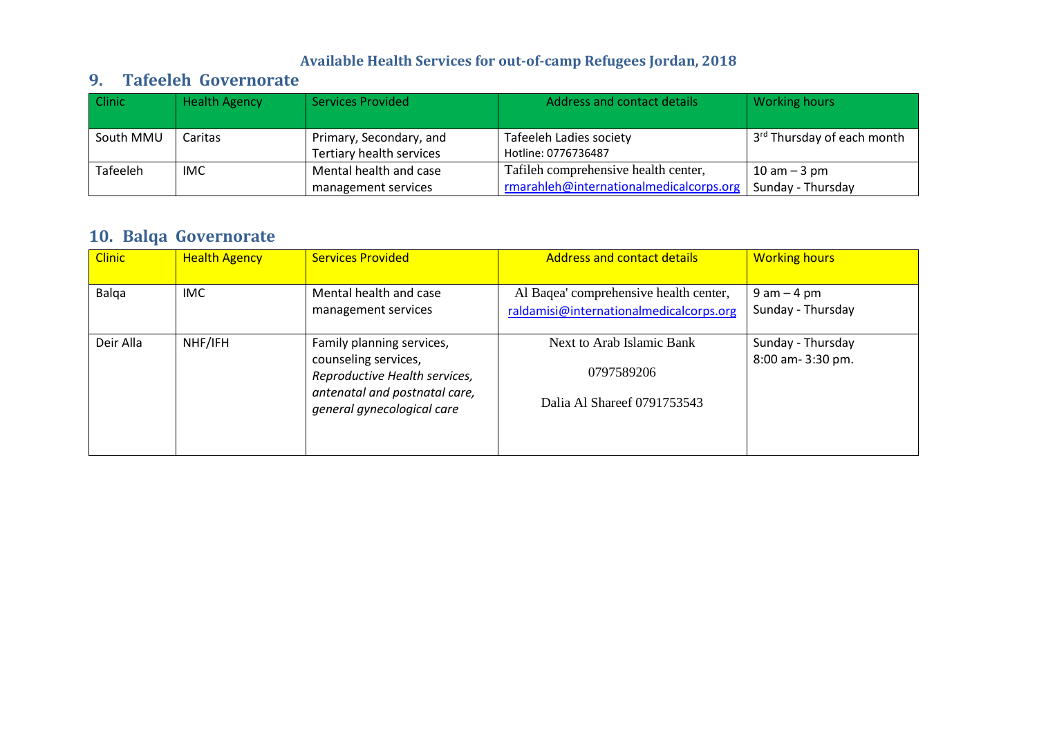Available Health Services for out-of-camp Refugees Jordan, 2018

## 9. Tafeeleh Governorate

| Clinic | Health Agency | Services Provided | Address and contact details | Working hours |
|---|---|---|---|---|
| South MMU | Caritas | Primary, Secondary, and Tertiary health services | Tafeeleh Ladies society<br>Hotline: 0776736487 | 3rd Thursday of each month |
| Tafeeleh | IMC | Mental health and case management services | Tafileh comprehensive health center,<br>rmarahleh@internationalmedicalcorps.org | 10 am – 3 pm<br>Sunday - Thursday |

## 10. Balqa Governorate

| Clinic | Health Agency | Services Provided | Address and contact details | Working hours |
|---|---|---|---|---|
| Balqa | IMC | Mental health and case management services | Al Baqea' comprehensive health center,<br>raldamisi@internationalmedicalcorps.org | 9 am – 4 pm<br>Sunday - Thursday |
| Deir Alla | NHF/IFH | Family planning services, counseling services, *Reproductive Health services, antenatal and postnatal care, general gynecological care* | Next to Arab Islamic Bank<br>0797589206<br>Dalia Al Shareef 0791753543 | Sunday - Thursday<br>8:00 am- 3:30 pm. |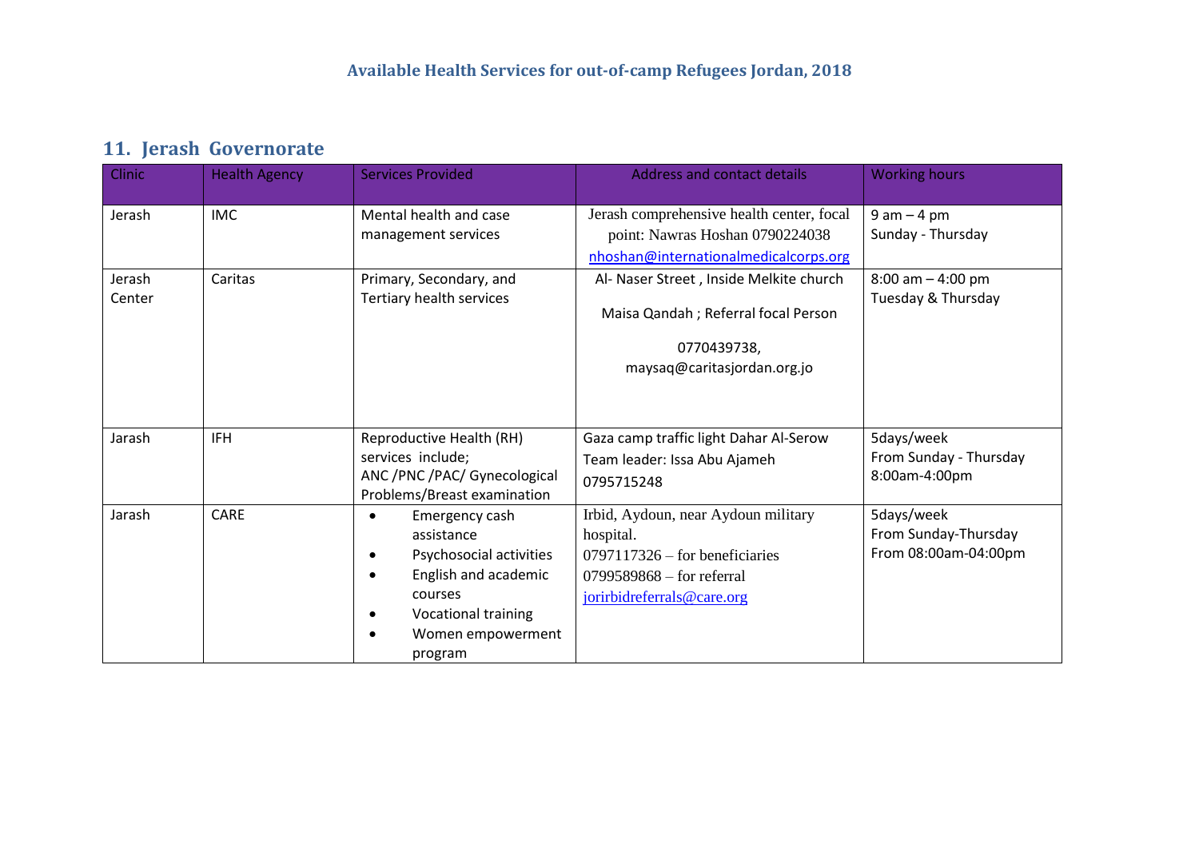**Available Health Services for out-of-camp Refugees Jordan, 2018**

## 11. Jerash Governorate

| Clinic | Health Agency | Services Provided | Address and contact details | Working hours |
|---|---|---|---|---|
| Jerash | IMC | Mental health and case management services | Jerash comprehensive health center, focal point: Nawras Hoshan 0790224038 nhoshan@internationalmedicalcorps.org | 9 am – 4 pm Sunday - Thursday |
| Jerash Center | Caritas | Primary, Secondary, and Tertiary health services | Al- Naser Street , Inside Melkite church<br><br>Maisa Qandah ; Referral focal Person<br><br>0770439738, maysaq@caritasjordan.org.jo | 8:00 am – 4:00 pm Tuesday & Thursday |
| Jarash | IFH | Reproductive Health (RH) services include; ANC /PNC /PAC/ Gynecological Problems/Breast examination | Gaza camp traffic light Dahar Al-Serow Team leader: Issa Abu Ajameh 0795715248 | 5days/week From Sunday - Thursday 8:00am-4:00pm |
| Jarash | CARE | • Emergency cash assistance<br>• Psychosocial activities<br>• English and academic courses<br>• Vocational training<br>• Women empowerment program | Irbid, Aydoun, near Aydoun military hospital.<br>0797117326 – for beneficiaries<br>0799589868 – for referral<br>jorirbidreferrals@care.org | 5days/week From Sunday-Thursday From 08:00am-04:00pm |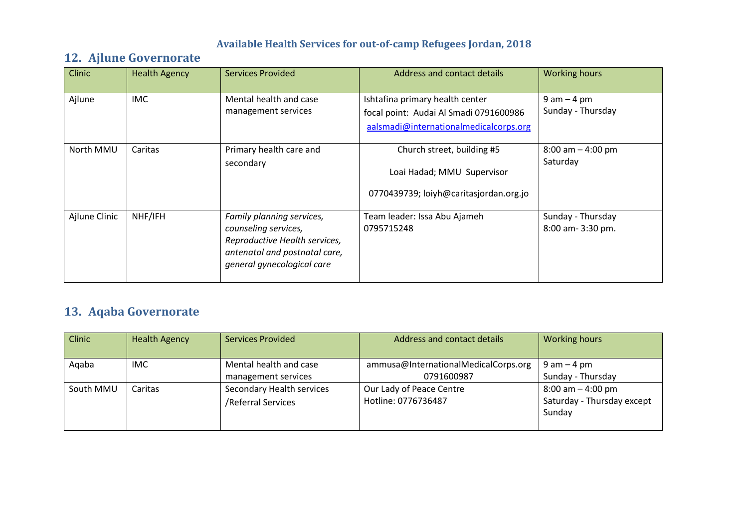**Available Health Services for out-of-camp Refugees Jordan, 2018**

## 12. Ajlune Governorate

| Clinic | Health Agency | Services Provided | Address and contact details | Working hours |
|---|---|---|---|---|
| Ajlune | IMC | Mental health and case management services | Ishtafina primary health center<br>focal point: Audai Al Smadi 0791600986<br>aalsmadi@internationalmedicalcorps.org | 9 am – 4 pm<br>Sunday - Thursday |
| North MMU | Caritas | Primary health care and secondary | Church street, building #5<br>Loai Hadad; MMU Supervisor<br>0770439739; loiyh@caritasjordan.org.jo | 8:00 am – 4:00 pm<br>Saturday |
| Ajlune Clinic | NHF/IFH | *Family planning services, counseling services, Reproductive Health services, antenatal and postnatal care, general gynecological care* | Team leader: Issa Abu Ajameh<br>0795715248 | Sunday - Thursday<br>8:00 am- 3:30 pm. |

## 13. Aqaba Governorate

| Clinic | Health Agency | Services Provided | Address and contact details | Working hours |
|---|---|---|---|---|
| Aqaba | IMC | Mental health and case management services | ammusa@InternationalMedicalCorps.org<br>0791600987 | 9 am – 4 pm<br>Sunday - Thursday |
| South MMU | Caritas | Secondary Health services /Referral Services | Our Lady of Peace Centre<br>Hotline: 0776736487 | 8:00 am – 4:00 pm<br>Saturday - Thursday except Sunday |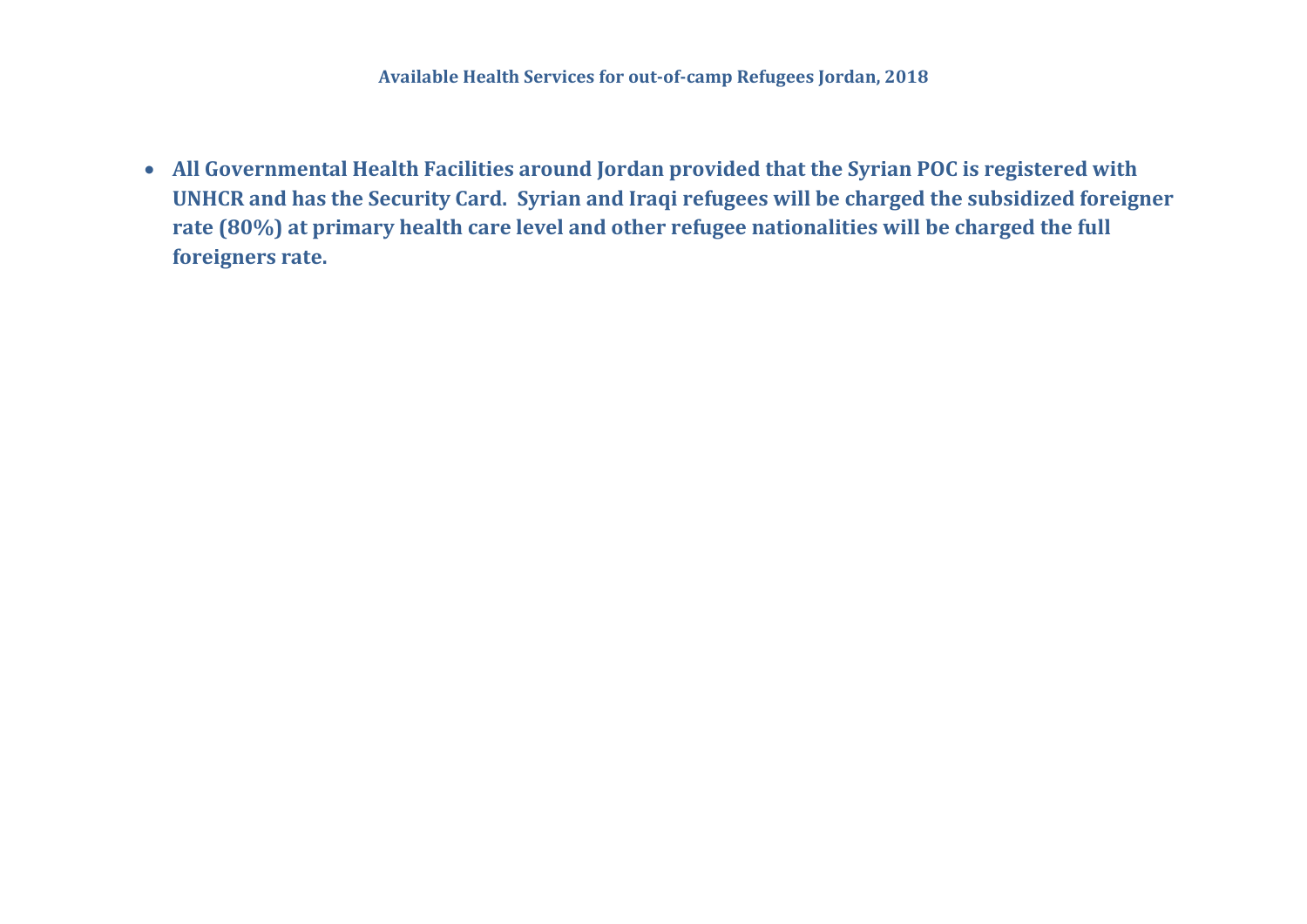**Available Health Services for out-of-camp Refugees Jordan, 2018**

- **All Governmental Health Facilities around Jordan provided that the Syrian POC is registered with UNHCR and has the Security Card. Syrian and Iraqi refugees will be charged the subsidized foreigner rate (80%) at primary health care level and other refugee nationalities will be charged the full foreigners rate.**